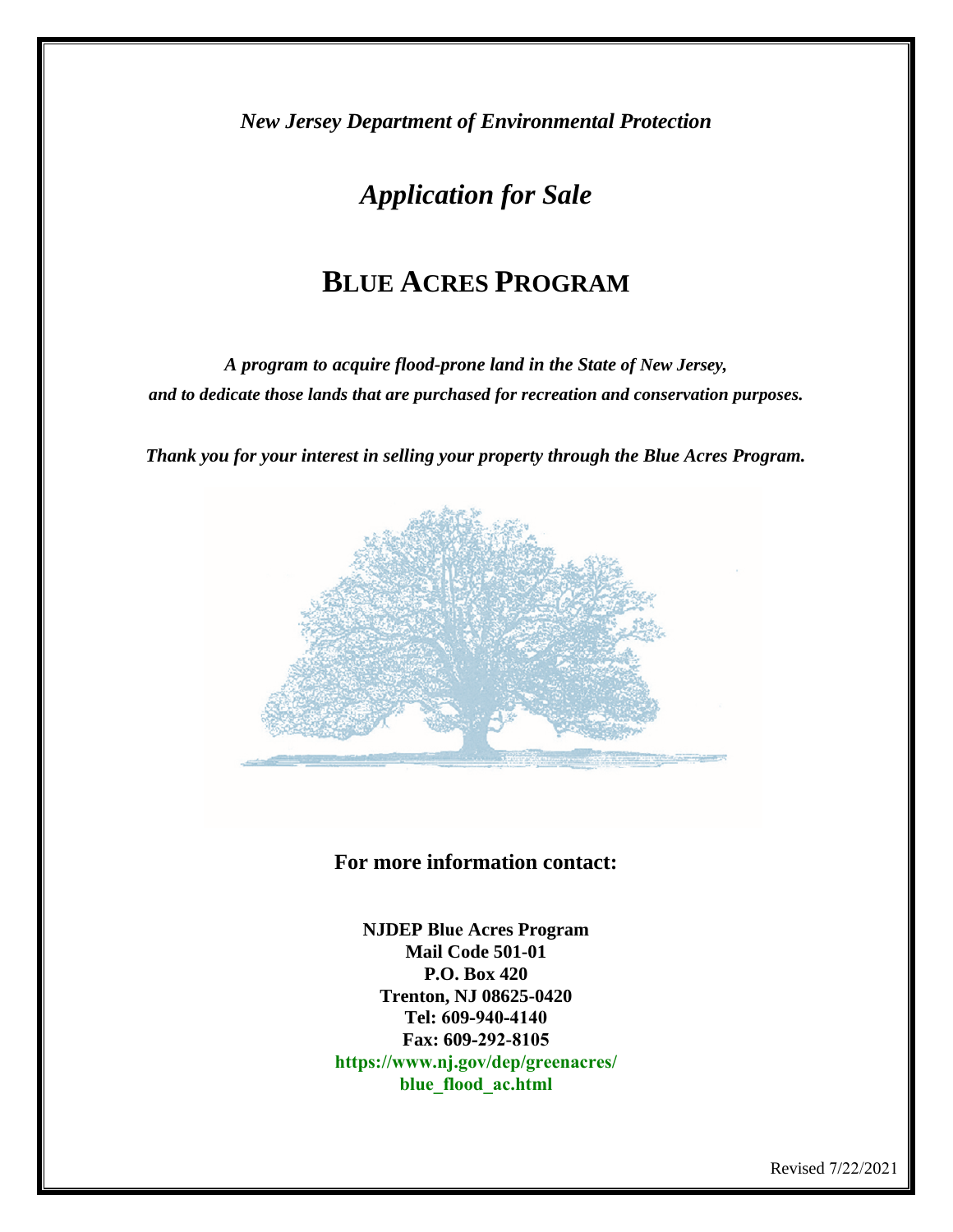*New Jersey Department of Environmental Protection*

# *Application for Sale*

# BLUE ACRES PROGRAM

***A program to acquire flood-prone land in the State of New Jersey, and to dedicate those lands that are purchased for recreation and conservation purposes.***

***Thank you for your interest in selling your property through the Blue Acres Program.***

**For more information contact:**

**NJDEP Blue Acres Program**
**Mail Code 501-01**
**P.O. Box 420**
**Trenton, NJ 08625-0420**
**Tel: 609-940-4140**
**Fax: 609-292-8105**
**https://www.nj.gov/dep/greenacres/blue_flood_ac.html**

Revised 7/22/2021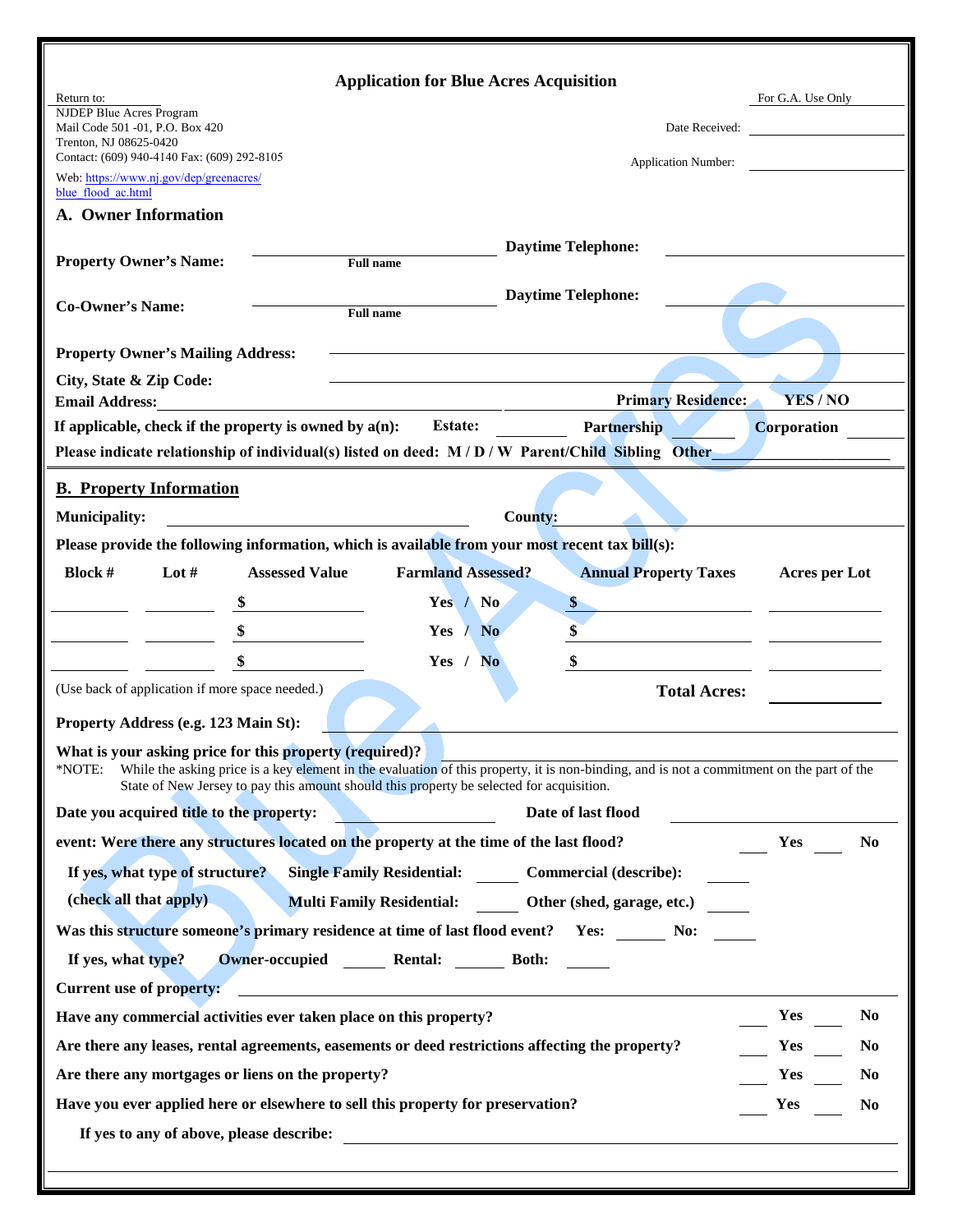# Application for Blue Acres Acquisition

Return to:
NJDEP Blue Acres Program
Mail Code 501 -01, P.O. Box 420
Trenton, NJ 08625-0420
Contact: (609) 940-4140 Fax: (609) 292-8105
Web: https://www.nj.gov/dep/greenacres/blue_flood_ac.html

For G.A. Use Only

Date Received: ____________________

Application Number: ____________________

## A. Owner Information

**Property Owner's Name:** ____________________ **Full name** **Daytime Telephone:** ____________________

**Co-Owner's Name:** ____________________ **Full name** **Daytime Telephone:** ____________________

**Property Owner's Mailing Address:** ____________________

**City, State & Zip Code:** ____________________

**Email Address:** ____________________ **Primary Residence:** **YES / NO**

**If applicable, check if the property is owned by a(n):** **Estate:** ______ **Partnership** ______ **Corporation** ______

**Please indicate relationship of individual(s) listed on deed: M / D / W Parent/Child Sibling Other** ____________________

## B. Property Information

**Municipality:** ____________________ **County:** ____________________

**Please provide the following information, which is available from your most recent tax bill(s):**

| Block # | Lot # | Assessed Value | Farmland Assessed? | Annual Property Taxes | Acres per Lot |
|---|---|---|---|---|---|
| | | $ | Yes / No | $ | |
| | | $ | Yes / No | $ | |
| | | $ | Yes / No | $ | |

(Use back of application if more space needed.) **Total Acres:** ____________

**Property Address (e.g. 123 Main St):** ____________________

**What is your asking price for this property (required)?** ____________________

*NOTE: While the asking price is a key element in the evaluation of this property, it is non-binding, and is not a commitment on the part of the State of New Jersey to pay this amount should this property be selected for acquisition.

**Date you acquired title to the property:** ____________ **Date of last flood event: Were there any structures located on the property at the time of the last flood?** ____ **Yes** ____ **No**

**If yes, what type of structure?** **Single Family Residential:** ______ **Commercial (describe):** ______

**(check all that apply)** **Multi Family Residential:** ______ **Other (shed, garage, etc.)** ______

**Was this structure someone's primary residence at time of last flood event?** **Yes:** ______ **No:** ______

**If yes, what type?** **Owner-occupied** ______ **Rental:** ______ **Both:** ______

**Current use of property:** ____________________

**Have any commercial activities ever taken place on this property?** ____ **Yes** ____ **No**

**Are there any leases, rental agreements, easements or deed restrictions affecting the property?** ____ **Yes** ____ **No**

**Are there any mortgages or liens on the property?** ____ **Yes** ____ **No**

**Have you ever applied here or elsewhere to sell this property for preservation?** ____ **Yes** ____ **No**

**If yes to any of above, please describe:** ____________________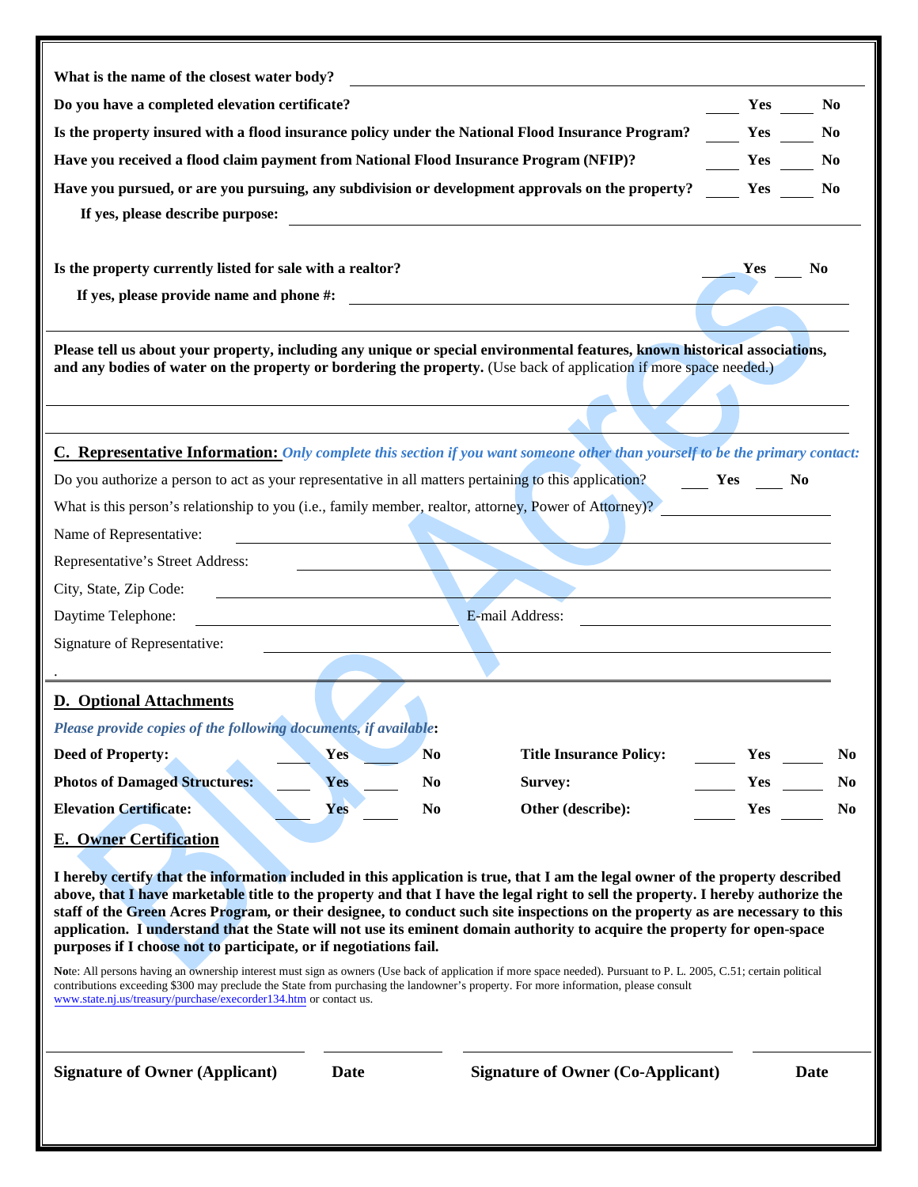**What is the name of the closest water body?** \_\_\_\_\_\_\_\_\_\_\_\_\_\_\_\_\_\_\_\_\_\_\_\_\_\_\_\_\_\_\_\_\_\_\_\_\_\_\_\_

**Do you have a completed elevation certificate?** \_\_\_\_ **Yes** \_\_\_\_ **No**

**Is the property insured with a flood insurance policy under the National Flood Insurance Program?** \_\_\_\_ **Yes** \_\_\_\_ **No**

**Have you received a flood claim payment from National Flood Insurance Program (NFIP)?** \_\_\_\_ **Yes** \_\_\_\_ **No**

**Have you pursued, or are you pursuing, any subdivision or development approvals on the property?** \_\_\_\_ **Yes** \_\_\_\_ **No**

**If yes, please describe purpose:** \_\_\_\_\_\_\_\_\_\_\_\_\_\_\_\_\_\_\_\_\_\_\_\_\_\_\_\_\_\_\_\_\_\_\_\_\_\_\_\_

**Is the property currently listed for sale with a realtor?** \_\_\_\_ **Yes** \_\_\_\_ **No**

**If yes, please provide name and phone #:** \_\_\_\_\_\_\_\_\_\_\_\_\_\_\_\_\_\_\_\_\_\_\_\_\_\_\_\_\_\_\_\_\_\_\_\_\_\_\_\_

**Please tell us about your property, including any unique or special environmental features, known historical associations, and any bodies of water on the property or bordering the property.** (Use back of application if more space needed.)

\_\_\_\_\_\_\_\_\_\_\_\_\_\_\_\_\_\_\_\_\_\_\_\_\_\_\_\_\_\_\_\_\_\_\_\_\_\_\_\_\_\_\_\_\_\_\_\_\_\_\_\_\_\_\_\_\_\_\_\_

\_\_\_\_\_\_\_\_\_\_\_\_\_\_\_\_\_\_\_\_\_\_\_\_\_\_\_\_\_\_\_\_\_\_\_\_\_\_\_\_\_\_\_\_\_\_\_\_\_\_\_\_\_\_\_\_\_\_\_\_

## C. Representative Information: *Only complete this section if you want someone other than yourself to be the primary contact:*

Do you authorize a person to act as your representative in all matters pertaining to this application? \_\_\_\_ **Yes** \_\_\_\_ **No**

What is this person's relationship to you (i.e., family member, realtor, attorney, Power of Attorney)? \_\_\_\_\_\_\_\_\_\_\_\_\_\_\_\_\_\_\_\_

Name of Representative: \_\_\_\_\_\_\_\_\_\_\_\_\_\_\_\_\_\_\_\_\_\_\_\_\_\_\_\_\_\_\_\_\_\_\_\_\_\_\_\_

Representative's Street Address: \_\_\_\_\_\_\_\_\_\_\_\_\_\_\_\_\_\_\_\_\_\_\_\_\_\_\_\_\_\_\_\_\_\_\_\_\_\_\_\_

City, State, Zip Code: \_\_\_\_\_\_\_\_\_\_\_\_\_\_\_\_\_\_\_\_\_\_\_\_\_\_\_\_\_\_\_\_\_\_\_\_\_\_\_\_

Daytime Telephone: \_\_\_\_\_\_\_\_\_\_\_\_\_\_\_\_\_\_\_\_ E-mail Address: \_\_\_\_\_\_\_\_\_\_\_\_\_\_\_\_\_\_\_\_

Signature of Representative: \_\_\_\_\_\_\_\_\_\_\_\_\_\_\_\_\_\_\_\_\_\_\_\_\_\_\_\_\_\_\_\_\_\_\_\_\_\_\_\_

## D. Optional Attachments

***Please provide copies of the following documents, if available*:**

| | | | | | |
|---|---|---|---|---|---|
| **Deed of Property:** | \_\_\_\_ **Yes** | \_\_\_\_ **No** | **Title Insurance Policy:** | \_\_\_\_ **Yes** | \_\_\_\_ **No** |
| **Photos of Damaged Structures:** | \_\_\_\_ **Yes** | \_\_\_\_ **No** | **Survey:** | \_\_\_\_ **Yes** | \_\_\_\_ **No** |
| **Elevation Certificate:** | \_\_\_\_ **Yes** | \_\_\_\_ **No** | **Other (describe):** | \_\_\_\_ **Yes** | \_\_\_\_ **No** |

## E. Owner Certification

**I hereby certify that the information included in this application is true, that I am the legal owner of the property described above, that I have marketable title to the property and that I have the legal right to sell the property. I hereby authorize the staff of the Green Acres Program, or their designee, to conduct such site inspections on the property as are necessary to this application. I understand that the State will not use its eminent domain authority to acquire the property for open-space purposes if I choose not to participate, or if negotiations fail.**

**No**te: All persons having an ownership interest must sign as owners (Use back of application if more space needed). Pursuant to P. L. 2005, C.51; certain political contributions exceeding $300 may preclude the State from purchasing the landowner's property. For more information, please consult www.state.nj.us/treasury/purchase/execorder134.htm or contact us.

| | | | |
|---|---|---|---|
| \_\_\_\_\_\_\_\_\_\_\_\_\_\_\_\_\_\_\_\_ | \_\_\_\_\_\_\_\_\_\_ | \_\_\_\_\_\_\_\_\_\_\_\_\_\_\_\_\_\_\_\_ | \_\_\_\_\_\_\_\_\_\_ |
| **Signature of Owner (Applicant)** | **Date** | **Signature of Owner (Co-Applicant)** | **Date** |